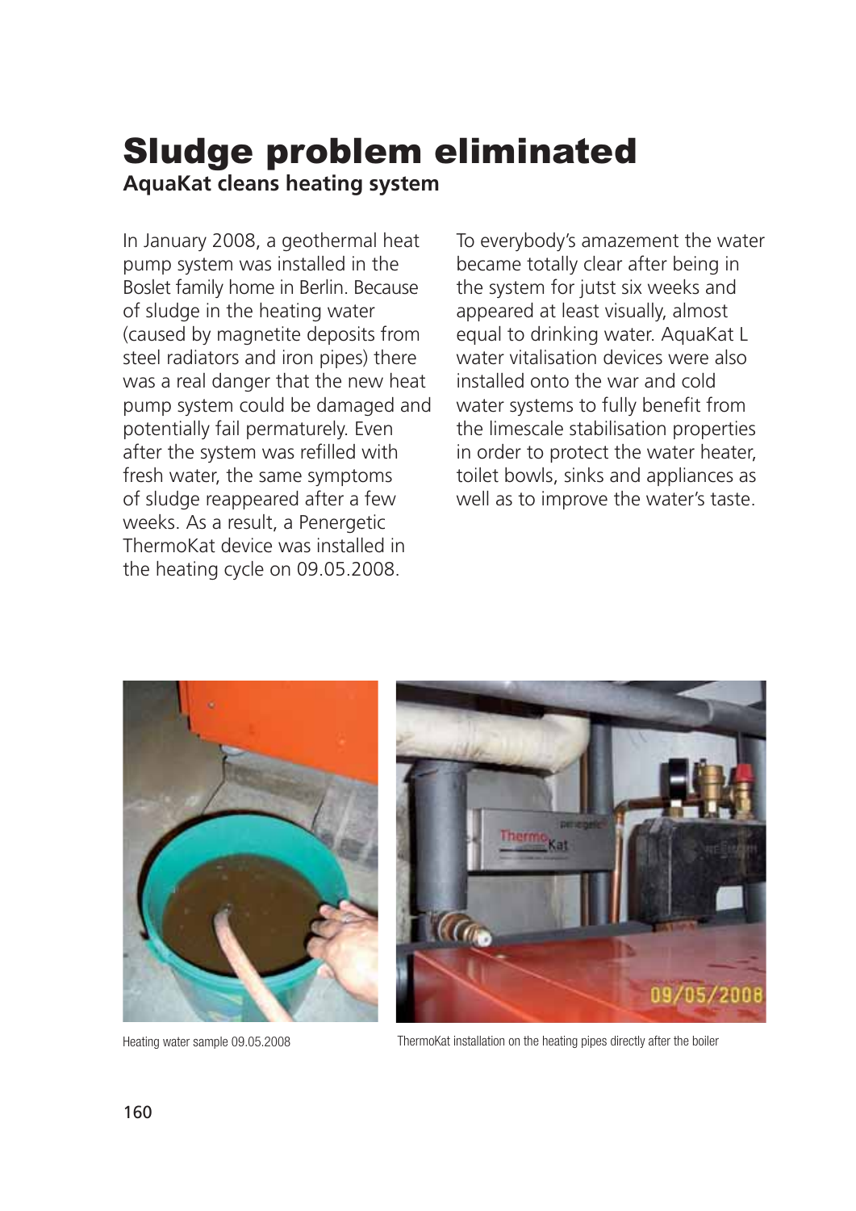# Sludge problem eliminated

**AquaKat cleans heating system**

In January 2008, a geothermal heat pump system was installed in the Boslet family home in Berlin. Because of sludge in the heating water (caused by magnetite deposits from steel radiators and iron pipes) there was a real danger that the new heat pump system could be damaged and potentially fail permaturely. Even after the system was refilled with fresh water, the same symptoms of sludge reappeared after a few weeks. As a result, a Penergetic ThermoKat device was installed in the heating cycle on 09.05.2008.

To everybody's amazement the water became totally clear after being in the system for jutst six weeks and appeared at least visually, almost equal to drinking water. AquaKat L water vitalisation devices were also installed onto the war and cold water systems to fully benefit from the limescale stabilisation properties in order to protect the water heater, toilet bowls, sinks and appliances as well as to improve the water's taste.

Heating water sample 09.05.2008

ThermoKat installation on the heating pipes directly after the boiler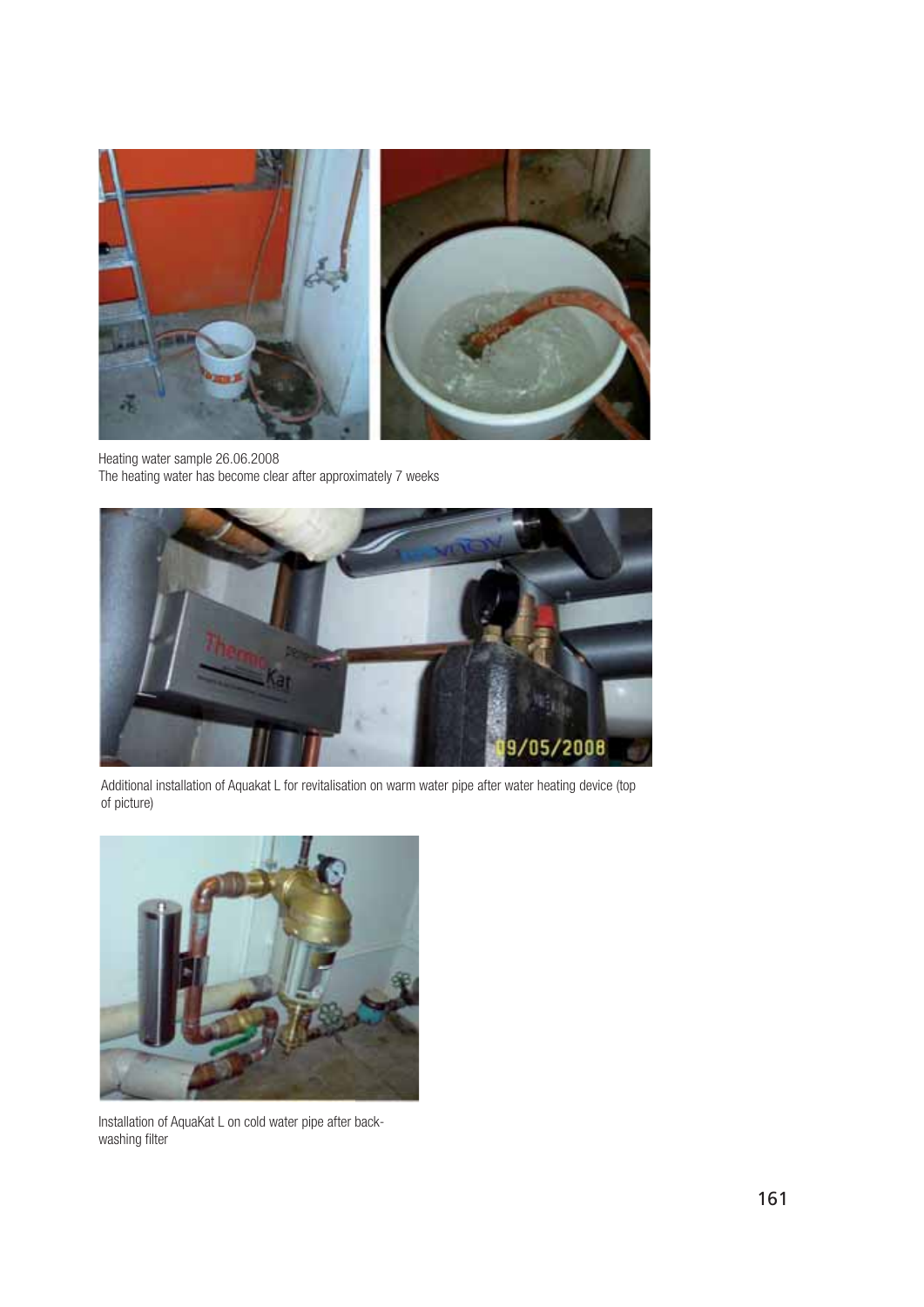Heating water sample 26.06.2008
The heating water has become clear after approximately 7 weeks

Additional installation of Aquakat L for revitalisation on warm water pipe after water heating device (top of picture)

Installation of AquaKat L on cold water pipe after back-washing filter